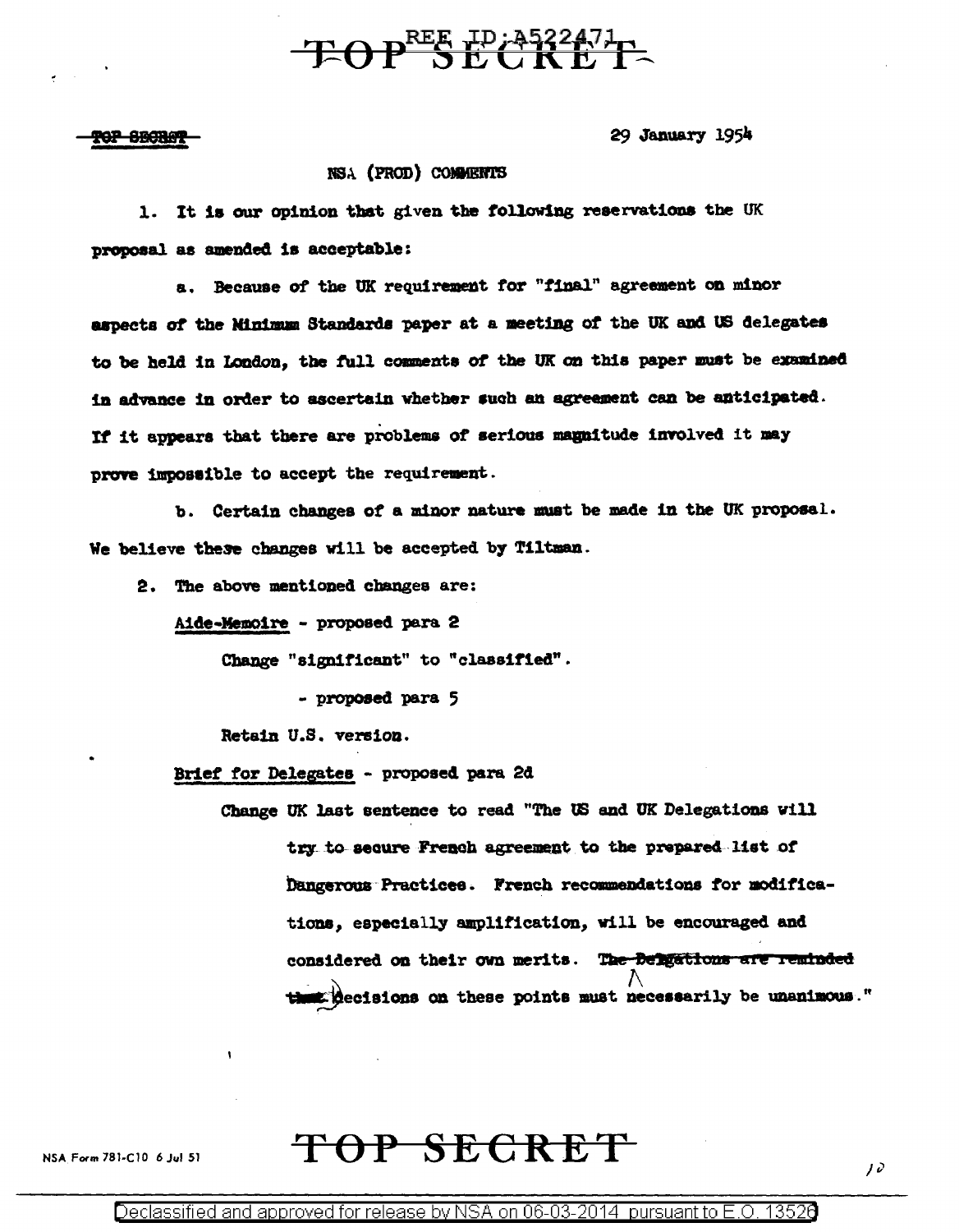TOP SECRET

~~TOP SECRET~~

29 January 1954

NSA (PROD) COMMENTS

1. It is our opinion that given the following reservations the UK proposal as amended is acceptable:

a. Because of the UK requirement for "final" agreement on minor aspects of the Minimum Standards paper at a meeting of the UK and US delegates to be held in London, the full comments of the UK on this paper must be examined in advance in order to ascertain whether such an agreement can be anticipated. If it appears that there are problems of serious magnitude involved it may prove impossible to accept the requirement.

b. Certain changes of a minor nature must be made in the UK proposal. We believe these changes will be accepted by Tiltman.

2. The above mentioned changes are:

Aide-Memoire - proposed para 2

Change "significant" to "classified".

- proposed para 5

Retain U.S. version.

Brief for Delegates - proposed para 2d

Change UK last sentence to read "The US and UK Delegations will try to secure French agreement to the prepared list of Dangerous Practices. French recommendations for modifications, especially amplification, will be encouraged and considered on their own merits. ~~The Delegations are reminded that~~ Decisions on these points must necessarily be unanimous."

NSA Form 781-C10 6 Jul 51

TOP SECRET

Declassified and approved for release by NSA on 06-03-2014 pursuant to E.O. 13526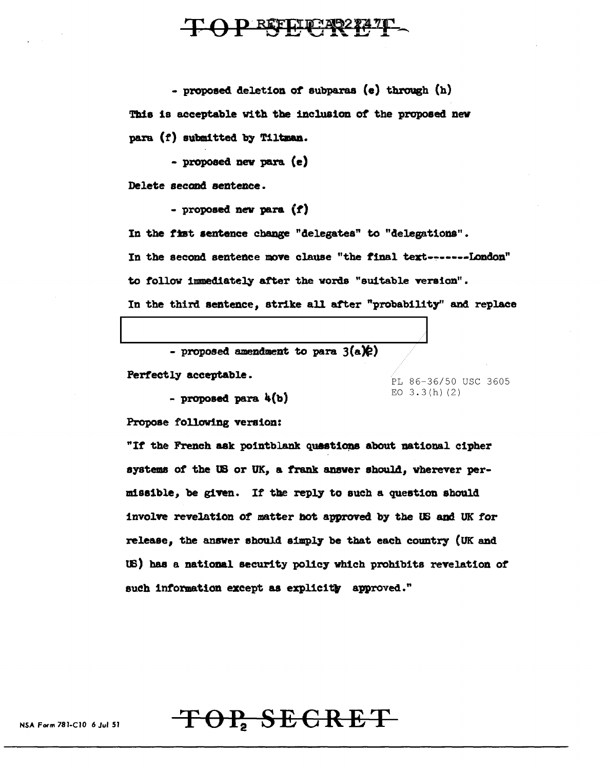- proposed deletion of subparas (e) through (h)

This is acceptable with the inclusion of the proposed new para (f) submitted by Tiltman.

- proposed new para (e)

Delete second sentence.

- proposed new para (f)

In the fist sentence change "delegates" to "delegations".

In the second sentence move clause "the final text-------London" to follow immediately after the words "suitable version".

In the third sentence, strike all after "probability" and replace

- proposed amendment to para 3(a)(2)

Perfectly acceptable.

PL 86-36/50 USC 3605
EO 3.3(h)(2)

- proposed para 4(b)

Propose following version:

"If the French ask pointblank questions about national cipher systems of the US or UK, a frank answer should, wherever permissible, be given. If the reply to such a question should involve revelation of matter not approved by the US and UK for release, the answer should simply be that each country (UK and US) has a national security policy which prohibits revelation of such information except as explicitly approved."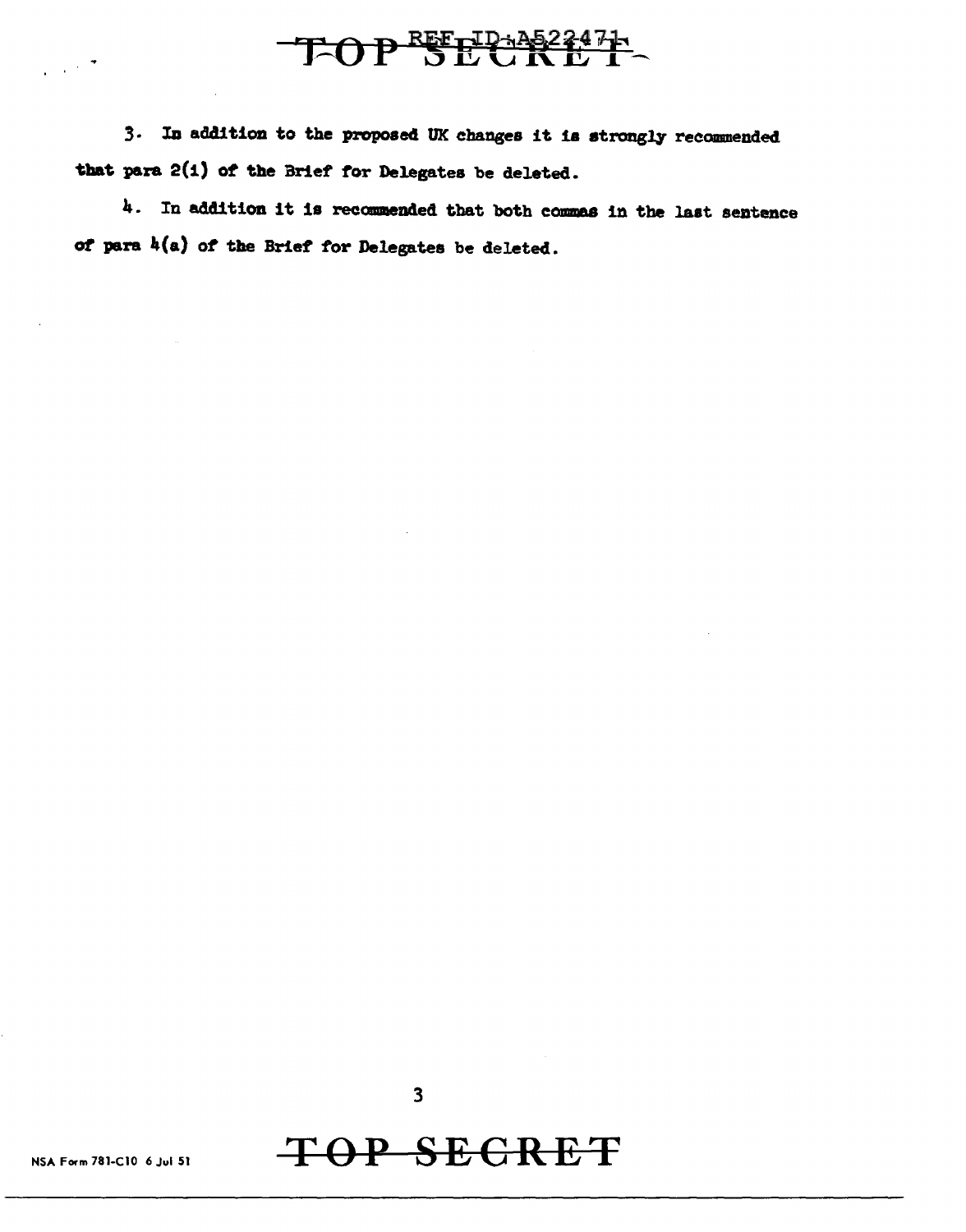3. In addition to the proposed UK changes it is strongly recommended that para 2(i) of the Brief for Delegates be deleted.

4. In addition it is recommended that both commas in the last sentence of para 4(a) of the Brief for Delegates be deleted.